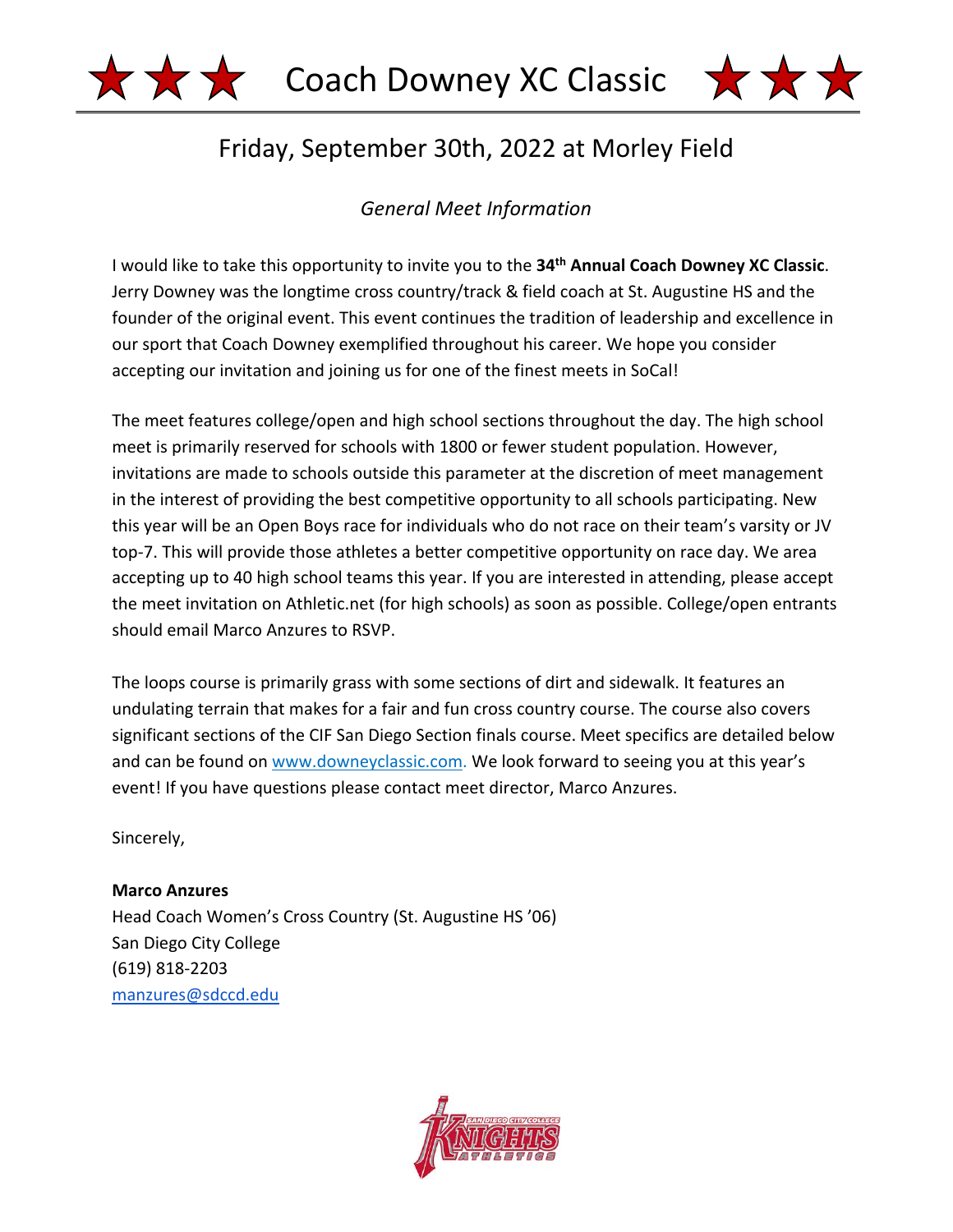# ★★★ Coach Downey XC Classic ★★★

## Friday, September 30th, 2022 at Morley Field

*General Meet Information*

I would like to take this opportunity to invite you to the **34th Annual Coach Downey XC Classic**. Jerry Downey was the longtime cross country/track & field coach at St. Augustine HS and the founder of the original event. This event continues the tradition of leadership and excellence in our sport that Coach Downey exemplified throughout his career. We hope you consider accepting our invitation and joining us for one of the finest meets in SoCal!

The meet features college/open and high school sections throughout the day. The high school meet is primarily reserved for schools with 1800 or fewer student population. However, invitations are made to schools outside this parameter at the discretion of meet management in the interest of providing the best competitive opportunity to all schools participating. New this year will be an Open Boys race for individuals who do not race on their team's varsity or JV top-7. This will provide those athletes a better competitive opportunity on race day. We area accepting up to 40 high school teams this year. If you are interested in attending, please accept the meet invitation on Athletic.net (for high schools) as soon as possible. College/open entrants should email Marco Anzures to RSVP.

The loops course is primarily grass with some sections of dirt and sidewalk. It features an undulating terrain that makes for a fair and fun cross country course. The course also covers significant sections of the CIF San Diego Section finals course. Meet specifics are detailed below and can be found on [www.downeyclassic.com](http://www.downeyclassic.com). We look forward to seeing you at this year's event! If you have questions please contact meet director, Marco Anzures.

Sincerely,

**Marco Anzures**
Head Coach Women's Cross Country (St. Augustine HS '06)
San Diego City College
(619) 818-2203
[manzures@sdccd.edu](mailto:manzures@sdccd.edu)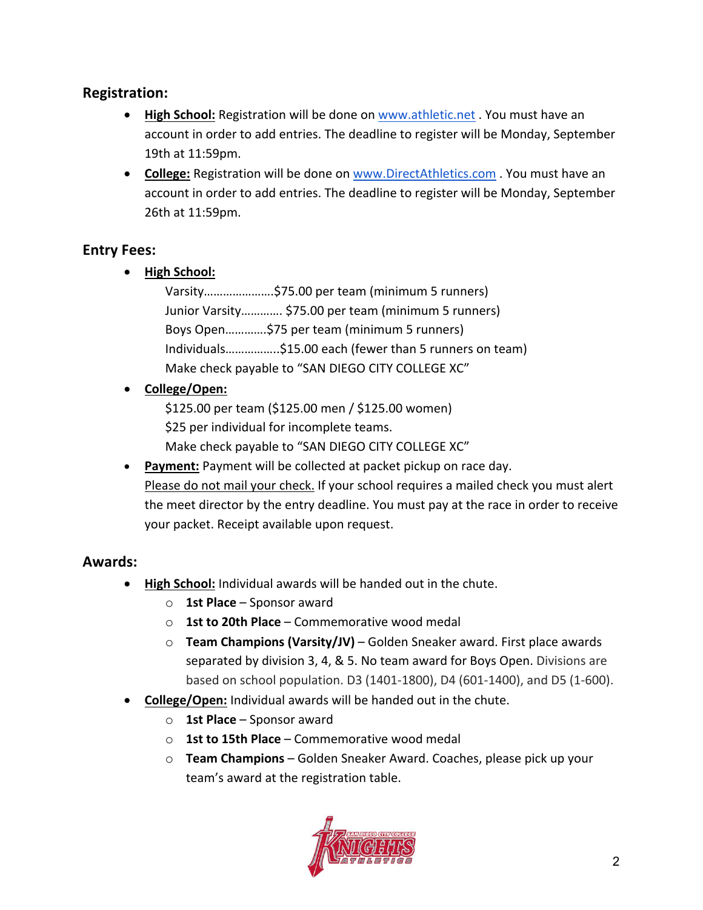## Registration:

- **High School:** Registration will be done on www.athletic.net . You must have an account in order to add entries. The deadline to register will be Monday, September 19th at 11:59pm.
- **College:** Registration will be done on www.DirectAthletics.com . You must have an account in order to add entries. The deadline to register will be Monday, September 26th at 11:59pm.

## Entry Fees:

- **High School:**

  Varsity…………………..$75.00 per team (minimum 5 runners)
  Junior Varsity…………. $75.00 per team (minimum 5 runners)
  Boys Open…………$75 per team (minimum 5 runners)
  Individuals……………..$15.00 each (fewer than 5 runners on team)
  Make check payable to "SAN DIEGO CITY COLLEGE XC"

- **College/Open:**

  $125.00 per team ($125.00 men / $125.00 women)
  $25 per individual for incomplete teams.
  Make check payable to "SAN DIEGO CITY COLLEGE XC"

- **Payment:** Payment will be collected at packet pickup on race day.
  Please do not mail your check. If your school requires a mailed check you must alert the meet director by the entry deadline. You must pay at the race in order to receive your packet. Receipt available upon request.

## Awards:

- **High School:** Individual awards will be handed out in the chute.
  - **1st Place** – Sponsor award
  - **1st to 20th Place** – Commemorative wood medal
  - **Team Champions (Varsity/JV)** – Golden Sneaker award. First place awards separated by division 3, 4, & 5. No team award for Boys Open. Divisions are based on school population. D3 (1401-1800), D4 (601-1400), and D5 (1-600).
- **College/Open:** Individual awards will be handed out in the chute.
  - **1st Place** – Sponsor award
  - **1st to 15th Place** – Commemorative wood medal
  - **Team Champions** – Golden Sneaker Award. Coaches, please pick up your team's award at the registration table.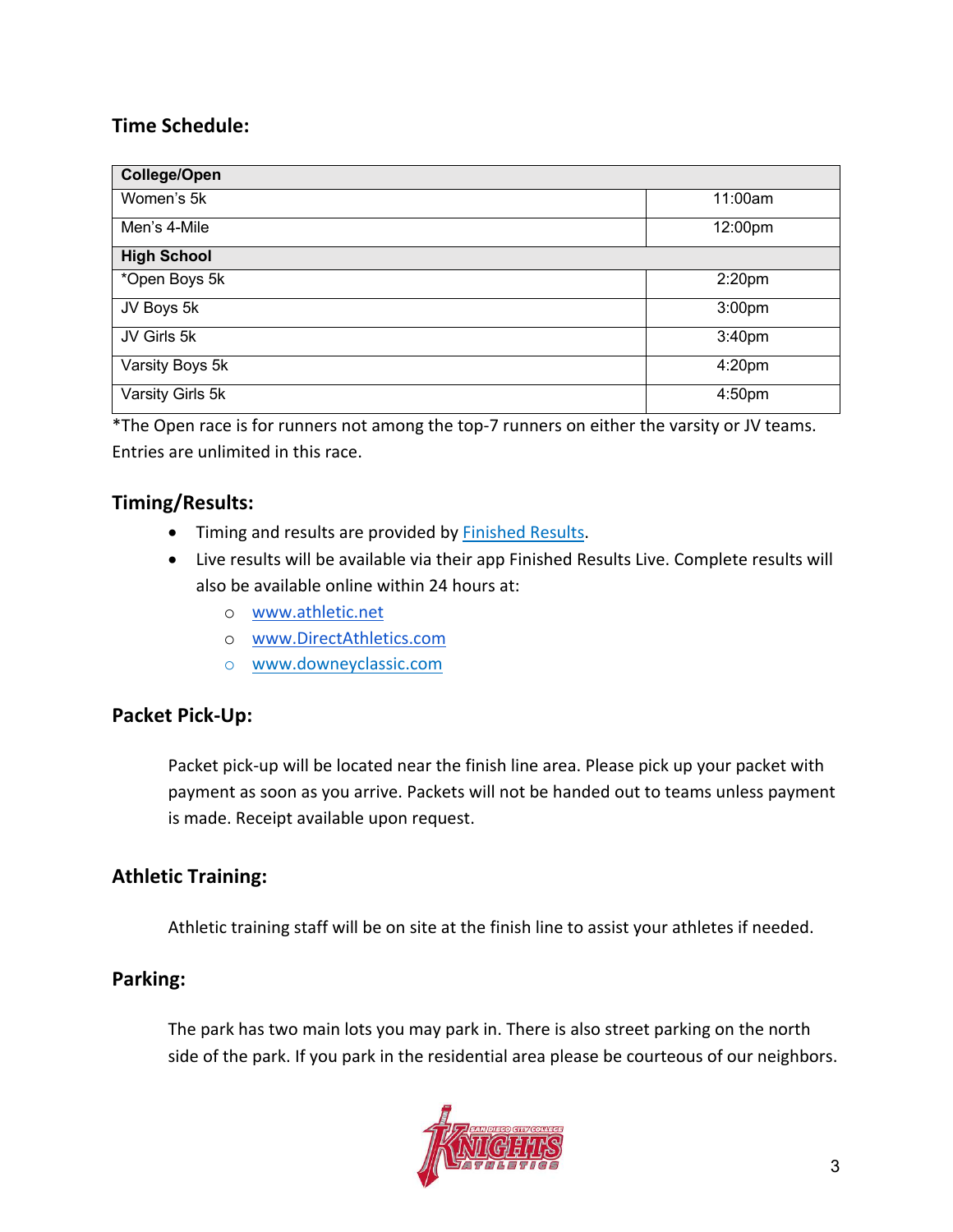## Time Schedule:

| College/Open | |
|---|---|
| Women's 5k | 11:00am |
| Men's 4-Mile | 12:00pm |
| **High School** | |
| *Open Boys 5k | 2:20pm |
| JV Boys 5k | 3:00pm |
| JV Girls 5k | 3:40pm |
| Varsity Boys 5k | 4:20pm |
| Varsity Girls 5k | 4:50pm |

*The Open race is for runners not among the top-7 runners on either the varsity or JV teams. Entries are unlimited in this race.

## Timing/Results:

- Timing and results are provided by Finished Results.
- Live results will be available via their app Finished Results Live. Complete results will also be available online within 24 hours at:
  - www.athletic.net
  - www.DirectAthletics.com
  - www.downeyclassic.com

## Packet Pick-Up:

Packet pick-up will be located near the finish line area. Please pick up your packet with payment as soon as you arrive. Packets will not be handed out to teams unless payment is made. Receipt available upon request.

## Athletic Training:

Athletic training staff will be on site at the finish line to assist your athletes if needed.

## Parking:

The park has two main lots you may park in. There is also street parking on the north side of the park. If you park in the residential area please be courteous of our neighbors.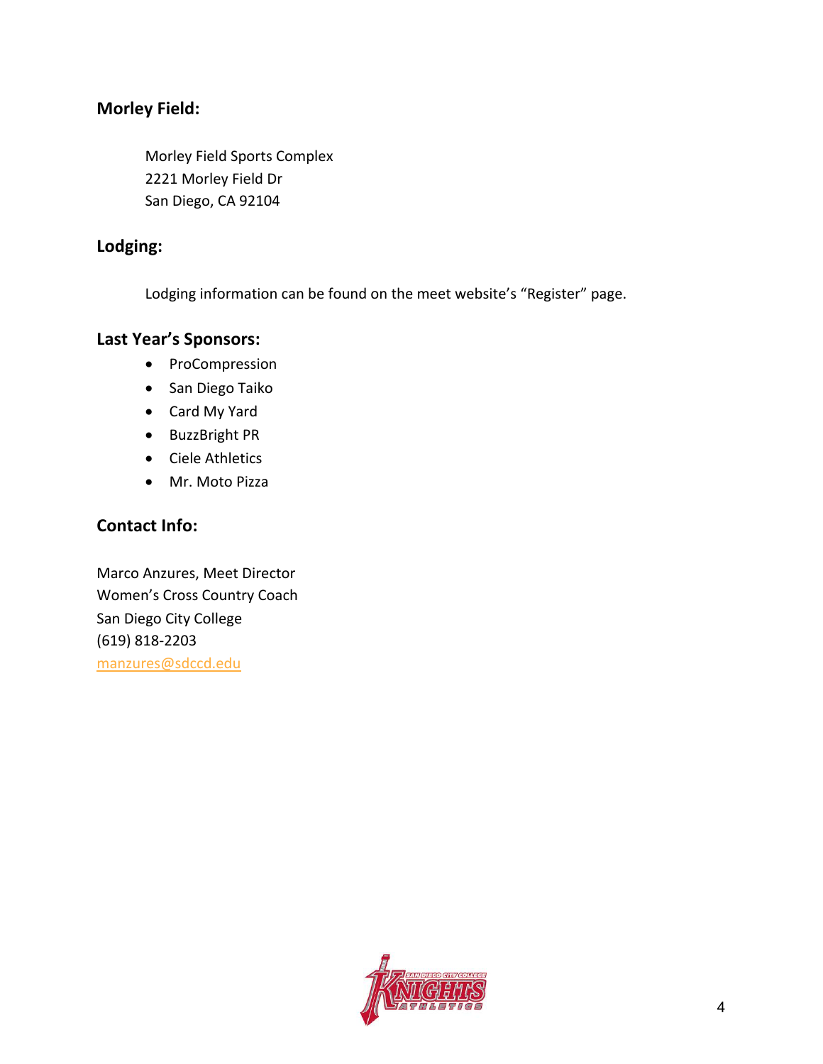## Morley Field:

Morley Field Sports Complex
2221 Morley Field Dr
San Diego, CA 92104

## Lodging:

Lodging information can be found on the meet website's "Register" page.

## Last Year's Sponsors:

- ProCompression
- San Diego Taiko
- Card My Yard
- BuzzBright PR
- Ciele Athletics
- Mr. Moto Pizza

## Contact Info:

Marco Anzures, Meet Director
Women's Cross Country Coach
San Diego City College
(619) 818-2203
manzures@sdccd.edu